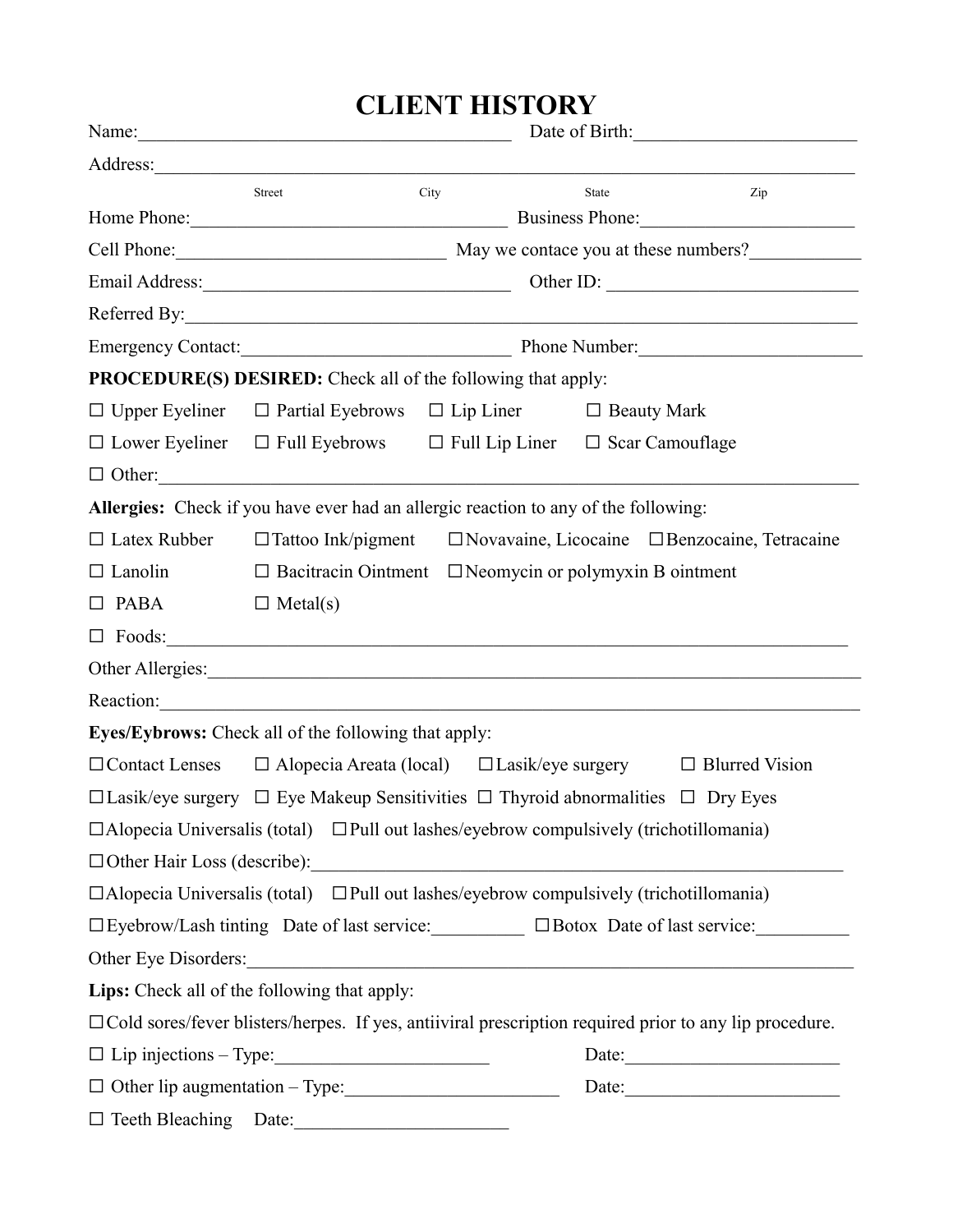# CLIENT HISTORY

Name:________________________________________ Date of Birth:________________________

Address:_____________________________________________________________________________

Street City State Zip

Home Phone:__________________________________ Business Phone:______________________

Cell Phone:_____________________________ May we contace you at these numbers?____________

Email Address:_________________________________ Other ID: ___________________________

Referred By:_________________________________________________________________________

Emergency Contact:_____________________________ Phone Number:______________________

**PROCEDURE(S) DESIRED:** Check all of the following that apply:

☐ Upper Eyeliner ☐ Partial Eyebrows ☐ Lip Liner ☐ Beauty Mark

☐ Lower Eyeliner ☐ Full Eyebrows ☐ Full Lip Liner ☐ Scar Camouflage

☐ Other:______________________________________________________________________________

**Allergies:** Check if you have ever had an allergic reaction to any of the following:

☐ Latex Rubber ☐ Tattoo Ink/pigment ☐ Novavaine, Licocaine ☐ Benzocaine, Tetracaine

☐ Lanolin ☐ Bacitracin Ointment ☐ Neomycin or polymyxin B ointment

☐ PABA ☐ Metal(s)

☐ Foods:_____________________________________________________________________________

Other Allergies:______________________________________________________________________

Reaction:____________________________________________________________________________

**Eyes/Eybrows:** Check all of the following that apply:

☐ Contact Lenses ☐ Alopecia Areata (local) ☐ Lasik/eye surgery ☐ Blurred Vision

☐ Lasik/eye surgery ☐ Eye Makeup Sensitivities ☐ Thyroid abnormalities ☐ Dry Eyes

☐ Alopecia Universalis (total) ☐ Pull out lashes/eyebrow compulsively (trichotillomania)

☐ Other Hair Loss (describe):__________________________________________________________

☐ Alopecia Universalis (total) ☐ Pull out lashes/eyebrow compulsively (trichotillomania)

☐ Eyebrow/Lash tinting Date of last service:__________ ☐ Botox Date of last service:__________

Other Eye Disorders:__________________________________________________________________

**Lips:** Check all of the following that apply:

☐ Cold sores/fever blisters/herpes. If yes, antiiviral prescription required prior to any lip procedure.

☐ Lip injections – Type:_______________________ Date:_______________________

☐ Other lip augmentation – Type:_______________________ Date:_______________________

☐ Teeth Bleaching Date:_______________________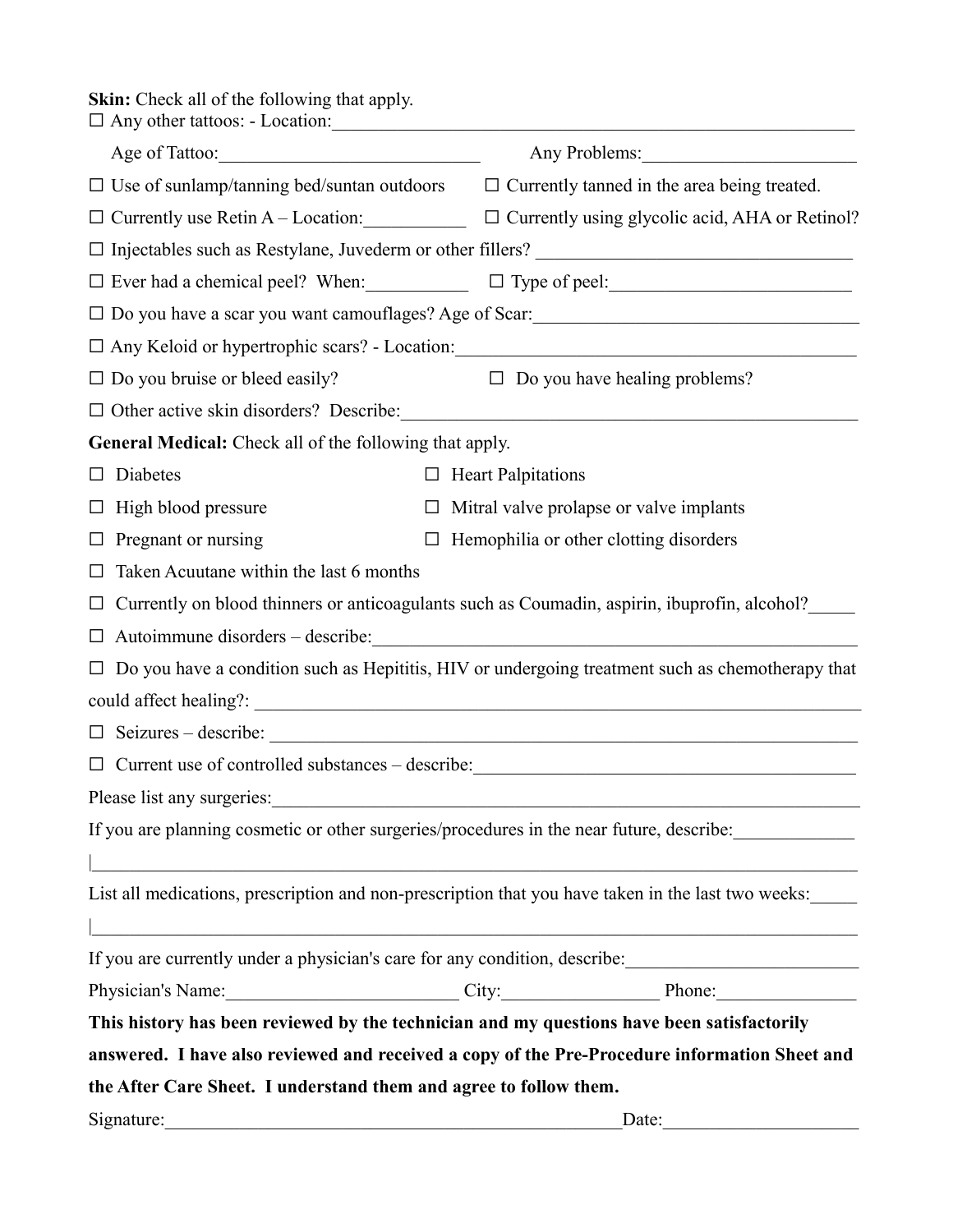**Skin:** Check all of the following that apply.

☐ Any other tattoos: - Location:\_\_\_\_\_\_\_\_\_\_\_\_\_\_\_\_\_\_\_\_\_\_\_\_\_\_\_\_\_\_\_\_\_\_\_\_\_\_\_\_\_\_\_\_\_\_\_\_\_\_\_\_\_\_\_\_\_\_

Age of Tattoo:\_\_\_\_\_\_\_\_\_\_\_\_\_\_\_\_\_\_\_\_\_\_\_\_\_\_\_ Any Problems:\_\_\_\_\_\_\_\_\_\_\_\_\_\_\_\_\_\_\_\_\_\_

☐ Use of sunlamp/tanning bed/suntan outdoors ☐ Currently tanned in the area being treated.

☐ Currently use Retin A – Location:\_\_\_\_\_\_\_\_\_\_\_ ☐ Currently using glycolic acid, AHA or Retinol?

☐ Injectables such as Restylane, Juvederm or other fillers? \_\_\_\_\_\_\_\_\_\_\_\_\_\_\_\_\_\_\_\_\_\_\_\_\_\_\_\_\_\_\_\_\_\_

☐ Ever had a chemical peel? When:\_\_\_\_\_\_\_\_\_\_\_ ☐ Type of peel:\_\_\_\_\_\_\_\_\_\_\_\_\_\_\_\_\_\_\_\_\_\_\_\_\_

☐ Do you have a scar you want camouflages? Age of Scar:\_\_\_\_\_\_\_\_\_\_\_\_\_\_\_\_\_\_\_\_\_\_\_\_\_\_\_\_\_\_\_\_\_\_\_

☐ Any Keloid or hypertrophic scars? - Location:\_\_\_\_\_\_\_\_\_\_\_\_\_\_\_\_\_\_\_\_\_\_\_\_\_\_\_\_\_\_\_\_\_\_\_\_\_\_\_\_\_\_\_\_

☐ Do you bruise or bleed easily? ☐ Do you have healing problems?

☐ Other active skin disorders? Describe:\_\_\_\_\_\_\_\_\_\_\_\_\_\_\_\_\_\_\_\_\_\_\_\_\_\_\_\_\_\_\_\_\_\_\_\_\_\_\_\_\_\_\_\_\_\_\_\_

**General Medical:** Check all of the following that apply.

☐ Diabetes ☐ Heart Palpitations

☐ High blood pressure ☐ Mitral valve prolapse or valve implants

☐ Pregnant or nursing ☐ Hemophilia or other clotting disorders

☐ Taken Acuutane within the last 6 months

☐ Currently on blood thinners or anticoagulants such as Coumadin, aspirin, ibuprofin, alcohol?\_\_\_\_\_

☐ Autoimmune disorders – describe:\_\_\_\_\_\_\_\_\_\_\_\_\_\_\_\_\_\_\_\_\_\_\_\_\_\_\_\_\_\_\_\_\_\_\_\_\_\_\_\_\_\_\_\_\_\_\_\_\_\_\_\_\_

☐ Do you have a condition such as Hepititis, HIV or undergoing treatment such as chemotherapy that could affect healing?: \_\_\_\_\_\_\_\_\_\_\_\_\_\_\_\_\_\_\_\_\_\_\_\_\_\_\_\_\_\_\_\_\_\_\_\_\_\_\_\_\_\_\_\_\_\_\_\_\_\_\_\_\_\_\_\_\_\_\_\_\_\_\_\_

☐ Seizures – describe: \_\_\_\_\_\_\_\_\_\_\_\_\_\_\_\_\_\_\_\_\_\_\_\_\_\_\_\_\_\_\_\_\_\_\_\_\_\_\_\_\_\_\_\_\_\_\_\_\_\_\_\_\_\_\_\_\_\_\_\_\_\_\_

☐ Current use of controlled substances – describe:\_\_\_\_\_\_\_\_\_\_\_\_\_\_\_\_\_\_\_\_\_\_\_\_\_\_\_\_\_\_\_\_\_\_\_\_\_\_\_\_\_

Please list any surgeries:\_\_\_\_\_\_\_\_\_\_\_\_\_\_\_\_\_\_\_\_\_\_\_\_\_\_\_\_\_\_\_\_\_\_\_\_\_\_\_\_\_\_\_\_\_\_\_\_\_\_\_\_\_\_\_\_\_\_\_\_\_\_\_

If you are planning cosmetic or other surgeries/procedures in the near future, describe:\_\_\_\_\_\_\_\_\_\_\_\_\_

|\_\_\_\_\_\_\_\_\_\_\_\_\_\_\_\_\_\_\_\_\_\_\_\_\_\_\_\_\_\_\_\_\_\_\_\_\_\_\_\_\_\_\_\_\_\_\_\_\_\_\_\_\_\_\_\_\_\_\_\_\_\_\_\_\_\_\_\_\_\_\_\_\_\_\_\_\_\_\_\_\_\_\_\_\_\_

List all medications, prescription and non-prescription that you have taken in the last two weeks:\_\_\_\_\_

|\_\_\_\_\_\_\_\_\_\_\_\_\_\_\_\_\_\_\_\_\_\_\_\_\_\_\_\_\_\_\_\_\_\_\_\_\_\_\_\_\_\_\_\_\_\_\_\_\_\_\_\_\_\_\_\_\_\_\_\_\_\_\_\_\_\_\_\_\_\_\_\_\_\_\_\_\_\_\_\_\_\_\_\_\_\_

If you are currently under a physician's care for any condition, describe:\_\_\_\_\_\_\_\_\_\_\_\_\_\_\_\_\_\_\_\_\_\_\_\_

Physician's Name:\_\_\_\_\_\_\_\_\_\_\_\_\_\_\_\_\_\_\_\_\_\_\_\_\_\_ City:\_\_\_\_\_\_\_\_\_\_\_\_\_\_\_\_\_ Phone:\_\_\_\_\_\_\_\_\_\_\_\_\_\_\_

**This history has been reviewed by the technician and my questions have been satisfactorily answered. I have also reviewed and received a copy of the Pre-Procedure information Sheet and the After Care Sheet. I understand them and agree to follow them.**

Signature:\_\_\_\_\_\_\_\_\_\_\_\_\_\_\_\_\_\_\_\_\_\_\_\_\_\_\_\_\_\_\_\_\_\_\_\_\_\_\_\_\_\_\_\_\_\_\_\_\_Date:\_\_\_\_\_\_\_\_\_\_\_\_\_\_\_\_\_\_\_\_\_